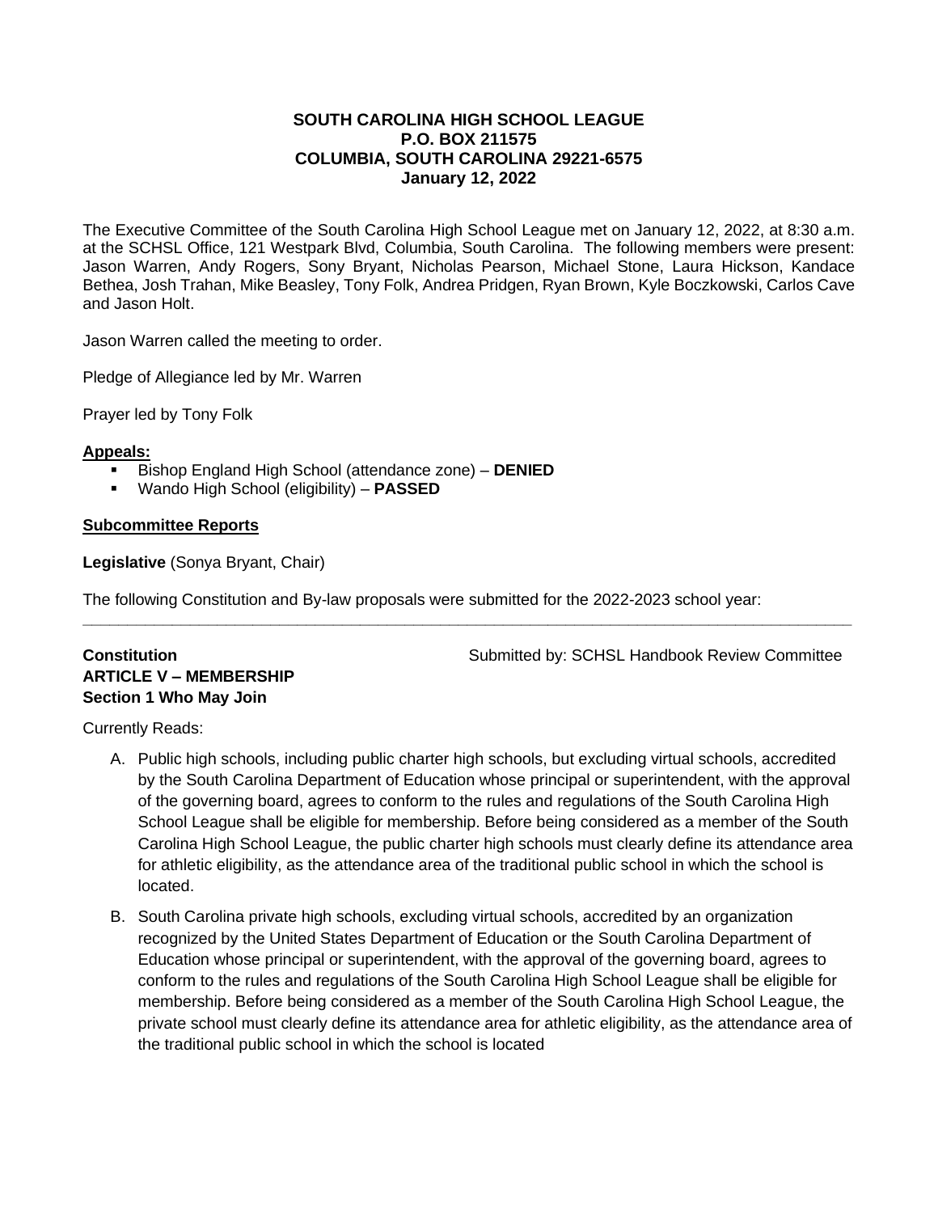**SOUTH CAROLINA HIGH SCHOOL LEAGUE**
**P.O. BOX 211575**
**COLUMBIA, SOUTH CAROLINA 29221-6575**
**January 12, 2022**

The Executive Committee of the South Carolina High School League met on January 12, 2022, at 8:30 a.m. at the SCHSL Office, 121 Westpark Blvd, Columbia, South Carolina. The following members were present: Jason Warren, Andy Rogers, Sony Bryant, Nicholas Pearson, Michael Stone, Laura Hickson, Kandace Bethea, Josh Trahan, Mike Beasley, Tony Folk, Andrea Pridgen, Ryan Brown, Kyle Boczkowski, Carlos Cave and Jason Holt.

Jason Warren called the meeting to order.

Pledge of Allegiance led by Mr. Warren

Prayer led by Tony Folk

**Appeals:**

- Bishop England High School (attendance zone) – **DENIED**
- Wando High School (eligibility) – **PASSED**

**Subcommittee Reports**

**Legislative** (Sonya Bryant, Chair)

The following Constitution and By-law proposals were submitted for the 2022-2023 school year:

---

**Constitution** Submitted by: SCHSL Handbook Review Committee
**ARTICLE V – MEMBERSHIP**
**Section 1 Who May Join**

Currently Reads:

A. Public high schools, including public charter high schools, but excluding virtual schools, accredited by the South Carolina Department of Education whose principal or superintendent, with the approval of the governing board, agrees to conform to the rules and regulations of the South Carolina High School League shall be eligible for membership. Before being considered as a member of the South Carolina High School League, the public charter high schools must clearly define its attendance area for athletic eligibility, as the attendance area of the traditional public school in which the school is located.

B. South Carolina private high schools, excluding virtual schools, accredited by an organization recognized by the United States Department of Education or the South Carolina Department of Education whose principal or superintendent, with the approval of the governing board, agrees to conform to the rules and regulations of the South Carolina High School League shall be eligible for membership. Before being considered as a member of the South Carolina High School League, the private school must clearly define its attendance area for athletic eligibility, as the attendance area of the traditional public school in which the school is located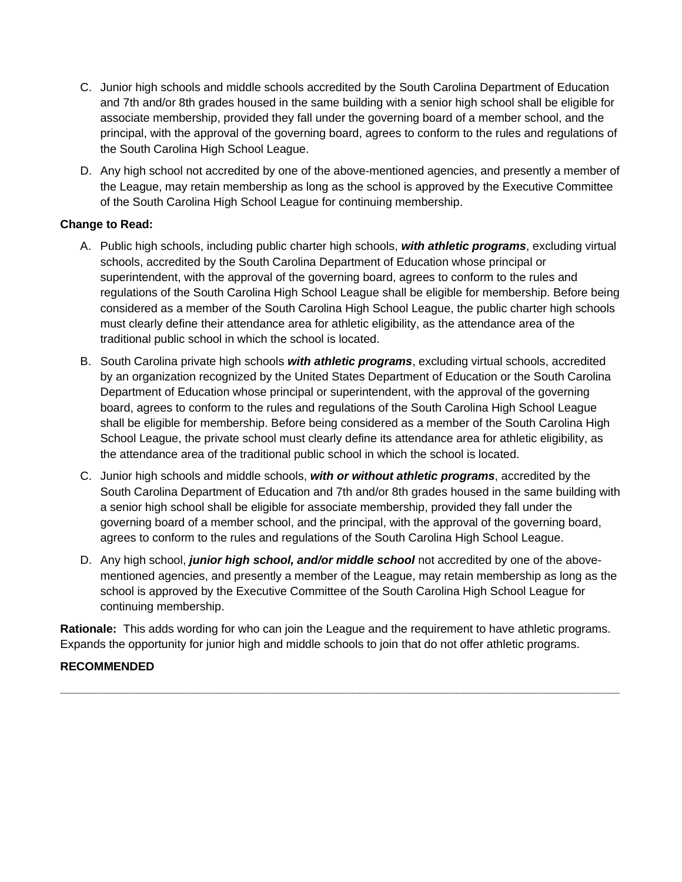C. Junior high schools and middle schools accredited by the South Carolina Department of Education and 7th and/or 8th grades housed in the same building with a senior high school shall be eligible for associate membership, provided they fall under the governing board of a member school, and the principal, with the approval of the governing board, agrees to conform to the rules and regulations of the South Carolina High School League.

D. Any high school not accredited by one of the above-mentioned agencies, and presently a member of the League, may retain membership as long as the school is approved by the Executive Committee of the South Carolina High School League for continuing membership.

**Change to Read:**

A. Public high schools, including public charter high schools, ***with athletic programs***, excluding virtual schools, accredited by the South Carolina Department of Education whose principal or superintendent, with the approval of the governing board, agrees to conform to the rules and regulations of the South Carolina High School League shall be eligible for membership. Before being considered as a member of the South Carolina High School League, the public charter high schools must clearly define their attendance area for athletic eligibility, as the attendance area of the traditional public school in which the school is located.

B. South Carolina private high schools ***with athletic programs***, excluding virtual schools, accredited by an organization recognized by the United States Department of Education or the South Carolina Department of Education whose principal or superintendent, with the approval of the governing board, agrees to conform to the rules and regulations of the South Carolina High School League shall be eligible for membership. Before being considered as a member of the South Carolina High School League, the private school must clearly define its attendance area for athletic eligibility, as the attendance area of the traditional public school in which the school is located.

C. Junior high schools and middle schools, ***with or without athletic programs***, accredited by the South Carolina Department of Education and 7th and/or 8th grades housed in the same building with a senior high school shall be eligible for associate membership, provided they fall under the governing board of a member school, and the principal, with the approval of the governing board, agrees to conform to the rules and regulations of the South Carolina High School League.

D. Any high school, ***junior high school, and/or middle school*** not accredited by one of the above-mentioned agencies, and presently a member of the League, may retain membership as long as the school is approved by the Executive Committee of the South Carolina High School League for continuing membership.

**Rationale:** This adds wording for who can join the League and the requirement to have athletic programs. Expands the opportunity for junior high and middle schools to join that do not offer athletic programs.

**RECOMMENDED**

---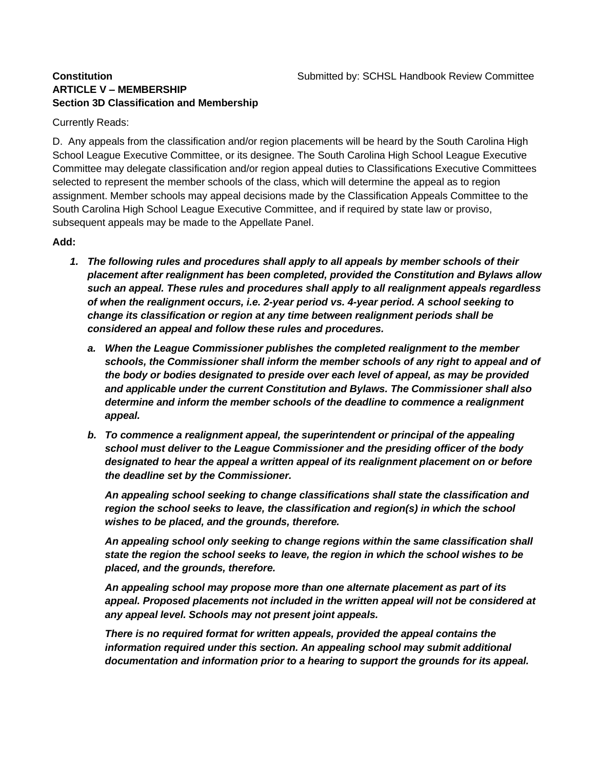**Constitution** Submitted by: SCHSL Handbook Review Committee

**ARTICLE V – MEMBERSHIP**
**Section 3D Classification and Membership**

Currently Reads:

D. Any appeals from the classification and/or region placements will be heard by the South Carolina High School League Executive Committee, or its designee. The South Carolina High School League Executive Committee may delegate classification and/or region appeal duties to Classifications Executive Committees selected to represent the member schools of the class, which will determine the appeal as to region assignment. Member schools may appeal decisions made by the Classification Appeals Committee to the South Carolina High School League Executive Committee, and if required by state law or proviso, subsequent appeals may be made to the Appellate Panel.

**Add:**

1. ***The following rules and procedures shall apply to all appeals by member schools of their placement after realignment has been completed, provided the Constitution and Bylaws allow such an appeal. These rules and procedures shall apply to all realignment appeals regardless of when the realignment occurs, i.e. 2-year period vs. 4-year period. A school seeking to change its classification or region at any time between realignment periods shall be considered an appeal and follow these rules and procedures.***

    a. ***When the League Commissioner publishes the completed realignment to the member schools, the Commissioner shall inform the member schools of any right to appeal and of the body or bodies designated to preside over each level of appeal, as may be provided and applicable under the current Constitution and Bylaws. The Commissioner shall also determine and inform the member schools of the deadline to commence a realignment appeal.***

    b. ***To commence a realignment appeal, the superintendent or principal of the appealing school must deliver to the League Commissioner and the presiding officer of the body designated to hear the appeal a written appeal of its realignment placement on or before the deadline set by the Commissioner.***

       ***An appealing school seeking to change classifications shall state the classification and region the school seeks to leave, the classification and region(s) in which the school wishes to be placed, and the grounds, therefore.***

       ***An appealing school only seeking to change regions within the same classification shall state the region the school seeks to leave, the region in which the school wishes to be placed, and the grounds, therefore.***

       ***An appealing school may propose more than one alternate placement as part of its appeal. Proposed placements not included in the written appeal will not be considered at any appeal level. Schools may not present joint appeals.***

       ***There is no required format for written appeals, provided the appeal contains the information required under this section. An appealing school may submit additional documentation and information prior to a hearing to support the grounds for its appeal.***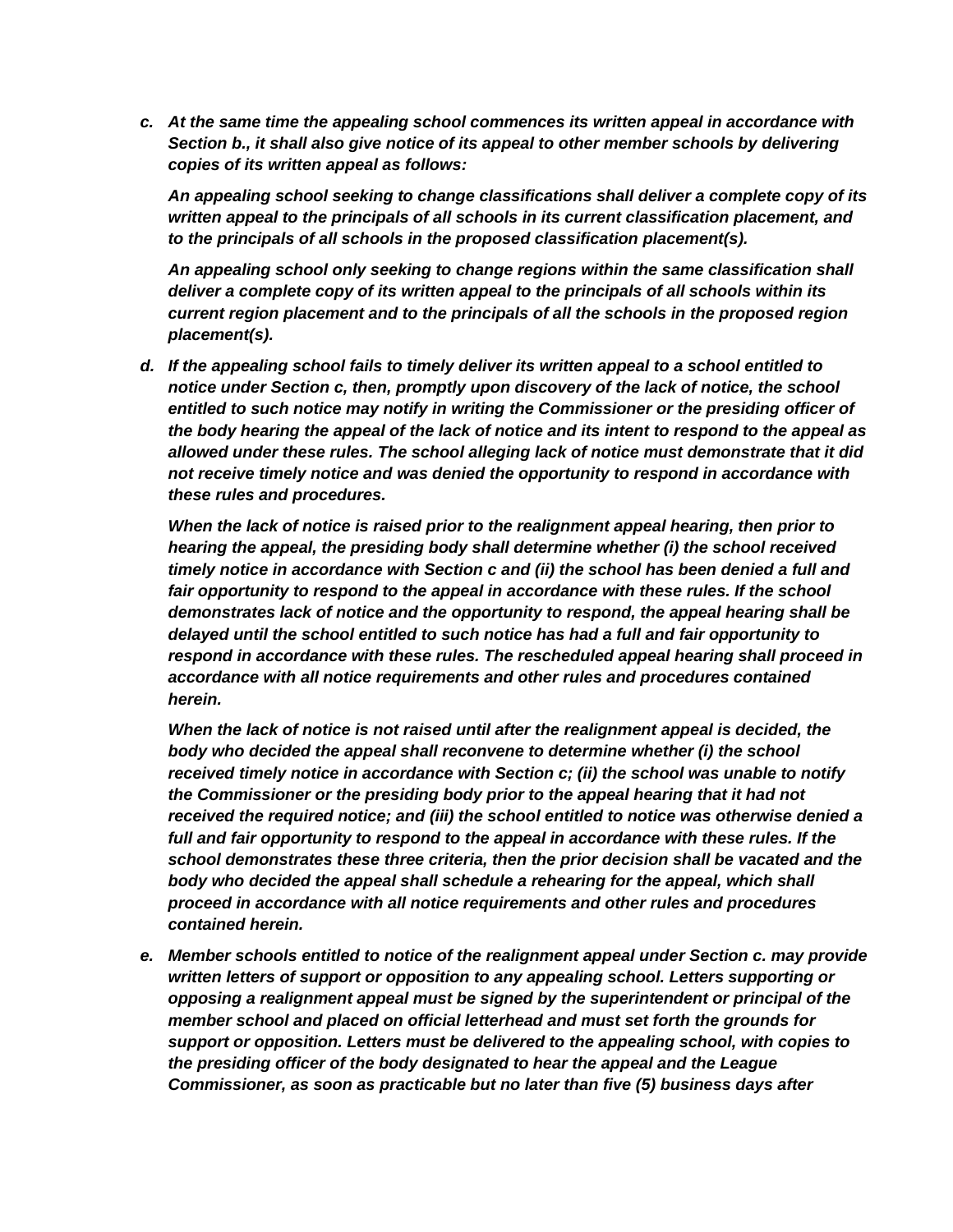*c. At the same time the appealing school commences its written appeal in accordance with Section b., it shall also give notice of its appeal to other member schools by delivering copies of its written appeal as follows:*

*An appealing school seeking to change classifications shall deliver a complete copy of its written appeal to the principals of all schools in its current classification placement, and to the principals of all schools in the proposed classification placement(s).*

*An appealing school only seeking to change regions within the same classification shall deliver a complete copy of its written appeal to the principals of all schools within its current region placement and to the principals of all the schools in the proposed region placement(s).*

*d. If the appealing school fails to timely deliver its written appeal to a school entitled to notice under Section c, then, promptly upon discovery of the lack of notice, the school entitled to such notice may notify in writing the Commissioner or the presiding officer of the body hearing the appeal of the lack of notice and its intent to respond to the appeal as allowed under these rules. The school alleging lack of notice must demonstrate that it did not receive timely notice and was denied the opportunity to respond in accordance with these rules and procedures.*

*When the lack of notice is raised prior to the realignment appeal hearing, then prior to hearing the appeal, the presiding body shall determine whether (i) the school received timely notice in accordance with Section c and (ii) the school has been denied a full and fair opportunity to respond to the appeal in accordance with these rules. If the school demonstrates lack of notice and the opportunity to respond, the appeal hearing shall be delayed until the school entitled to such notice has had a full and fair opportunity to respond in accordance with these rules. The rescheduled appeal hearing shall proceed in accordance with all notice requirements and other rules and procedures contained herein.*

*When the lack of notice is not raised until after the realignment appeal is decided, the body who decided the appeal shall reconvene to determine whether (i) the school received timely notice in accordance with Section c; (ii) the school was unable to notify the Commissioner or the presiding body prior to the appeal hearing that it had not received the required notice; and (iii) the school entitled to notice was otherwise denied a full and fair opportunity to respond to the appeal in accordance with these rules. If the school demonstrates these three criteria, then the prior decision shall be vacated and the body who decided the appeal shall schedule a rehearing for the appeal, which shall proceed in accordance with all notice requirements and other rules and procedures contained herein.*

*e. Member schools entitled to notice of the realignment appeal under Section c. may provide written letters of support or opposition to any appealing school. Letters supporting or opposing a realignment appeal must be signed by the superintendent or principal of the member school and placed on official letterhead and must set forth the grounds for support or opposition. Letters must be delivered to the appealing school, with copies to the presiding officer of the body designated to hear the appeal and the League Commissioner, as soon as practicable but no later than five (5) business days after*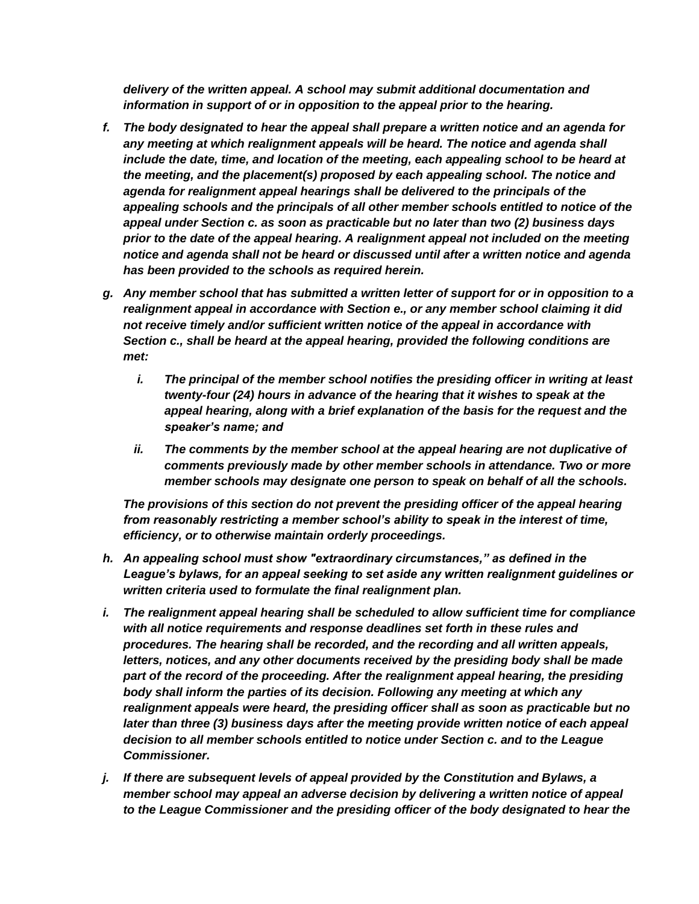*delivery of the written appeal. A school may submit additional documentation and information in support of or in opposition to the appeal prior to the hearing.*

*f. The body designated to hear the appeal shall prepare a written notice and an agenda for any meeting at which realignment appeals will be heard. The notice and agenda shall include the date, time, and location of the meeting, each appealing school to be heard at the meeting, and the placement(s) proposed by each appealing school. The notice and agenda for realignment appeal hearings shall be delivered to the principals of the appealing schools and the principals of all other member schools entitled to notice of the appeal under Section c. as soon as practicable but no later than two (2) business days prior to the date of the appeal hearing. A realignment appeal not included on the meeting notice and agenda shall not be heard or discussed until after a written notice and agenda has been provided to the schools as required herein.*

*g. Any member school that has submitted a written letter of support for or in opposition to a realignment appeal in accordance with Section e., or any member school claiming it did not receive timely and/or sufficient written notice of the appeal in accordance with Section c., shall be heard at the appeal hearing, provided the following conditions are met:*

*i. The principal of the member school notifies the presiding officer in writing at least twenty-four (24) hours in advance of the hearing that it wishes to speak at the appeal hearing, along with a brief explanation of the basis for the request and the speaker's name; and*

*ii. The comments by the member school at the appeal hearing are not duplicative of comments previously made by other member schools in attendance. Two or more member schools may designate one person to speak on behalf of all the schools.*

*The provisions of this section do not prevent the presiding officer of the appeal hearing from reasonably restricting a member school's ability to speak in the interest of time, efficiency, or to otherwise maintain orderly proceedings.*

*h. An appealing school must show "extraordinary circumstances," as defined in the League's bylaws, for an appeal seeking to set aside any written realignment guidelines or written criteria used to formulate the final realignment plan.*

*i. The realignment appeal hearing shall be scheduled to allow sufficient time for compliance with all notice requirements and response deadlines set forth in these rules and procedures. The hearing shall be recorded, and the recording and all written appeals, letters, notices, and any other documents received by the presiding body shall be made part of the record of the proceeding. After the realignment appeal hearing, the presiding body shall inform the parties of its decision. Following any meeting at which any realignment appeals were heard, the presiding officer shall as soon as practicable but no later than three (3) business days after the meeting provide written notice of each appeal decision to all member schools entitled to notice under Section c. and to the League Commissioner.*

*j. If there are subsequent levels of appeal provided by the Constitution and Bylaws, a member school may appeal an adverse decision by delivering a written notice of appeal to the League Commissioner and the presiding officer of the body designated to hear the*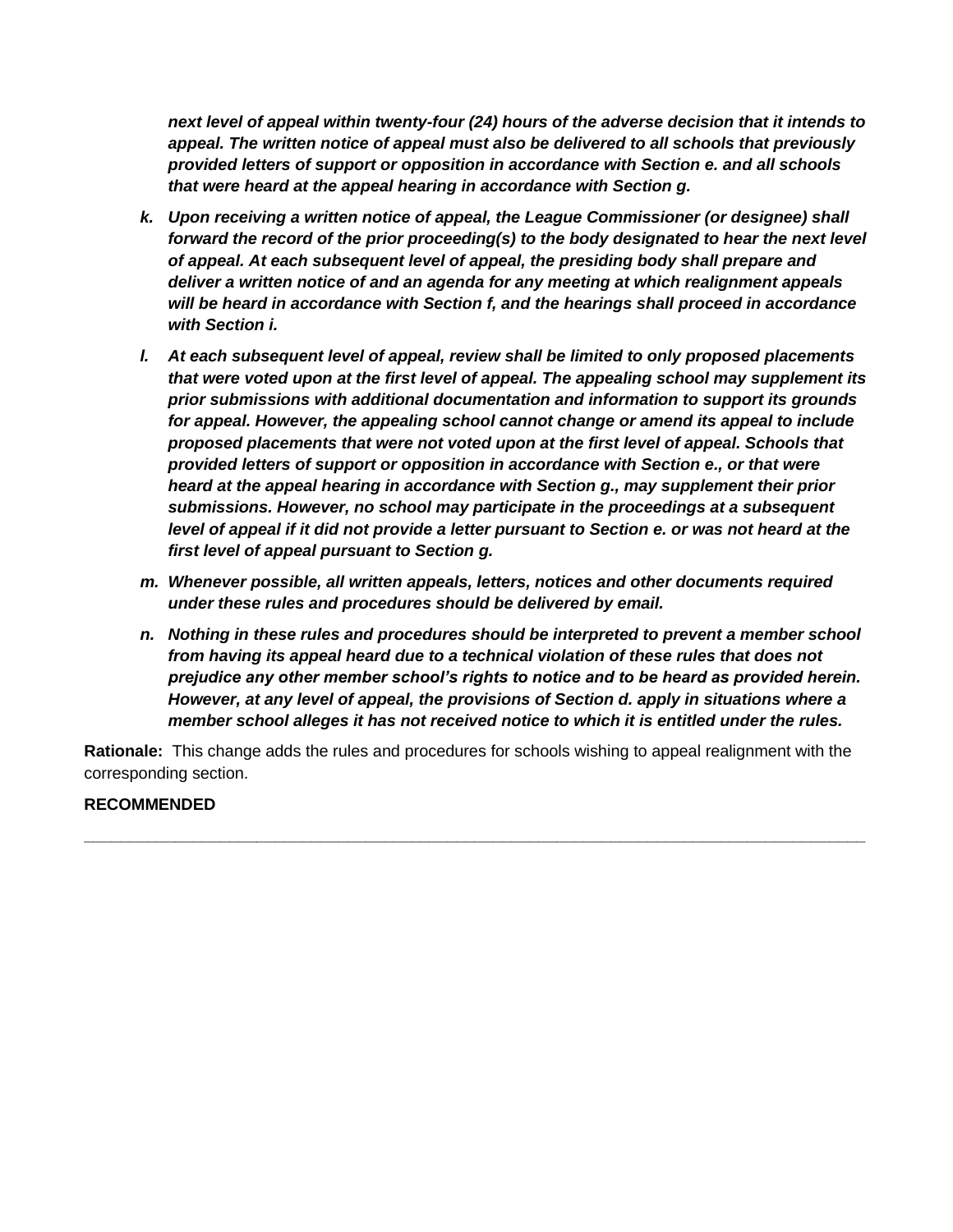***next level of appeal within twenty-four (24) hours of the adverse decision that it intends to appeal. The written notice of appeal must also be delivered to all schools that previously provided letters of support or opposition in accordance with Section e. and all schools that were heard at the appeal hearing in accordance with Section g.***

- ***k. Upon receiving a written notice of appeal, the League Commissioner (or designee) shall forward the record of the prior proceeding(s) to the body designated to hear the next level of appeal. At each subsequent level of appeal, the presiding body shall prepare and deliver a written notice of and an agenda for any meeting at which realignment appeals will be heard in accordance with Section f, and the hearings shall proceed in accordance with Section i.***
- ***l. At each subsequent level of appeal, review shall be limited to only proposed placements that were voted upon at the first level of appeal. The appealing school may supplement its prior submissions with additional documentation and information to support its grounds for appeal. However, the appealing school cannot change or amend its appeal to include proposed placements that were not voted upon at the first level of appeal. Schools that provided letters of support or opposition in accordance with Section e., or that were heard at the appeal hearing in accordance with Section g., may supplement their prior submissions. However, no school may participate in the proceedings at a subsequent level of appeal if it did not provide a letter pursuant to Section e. or was not heard at the first level of appeal pursuant to Section g.***
- ***m. Whenever possible, all written appeals, letters, notices and other documents required under these rules and procedures should be delivered by email.***
- ***n. Nothing in these rules and procedures should be interpreted to prevent a member school from having its appeal heard due to a technical violation of these rules that does not prejudice any other member school's rights to notice and to be heard as provided herein. However, at any level of appeal, the provisions of Section d. apply in situations where a member school alleges it has not received notice to which it is entitled under the rules.***

**Rationale:** This change adds the rules and procedures for schools wishing to appeal realignment with the corresponding section.

**RECOMMENDED**

---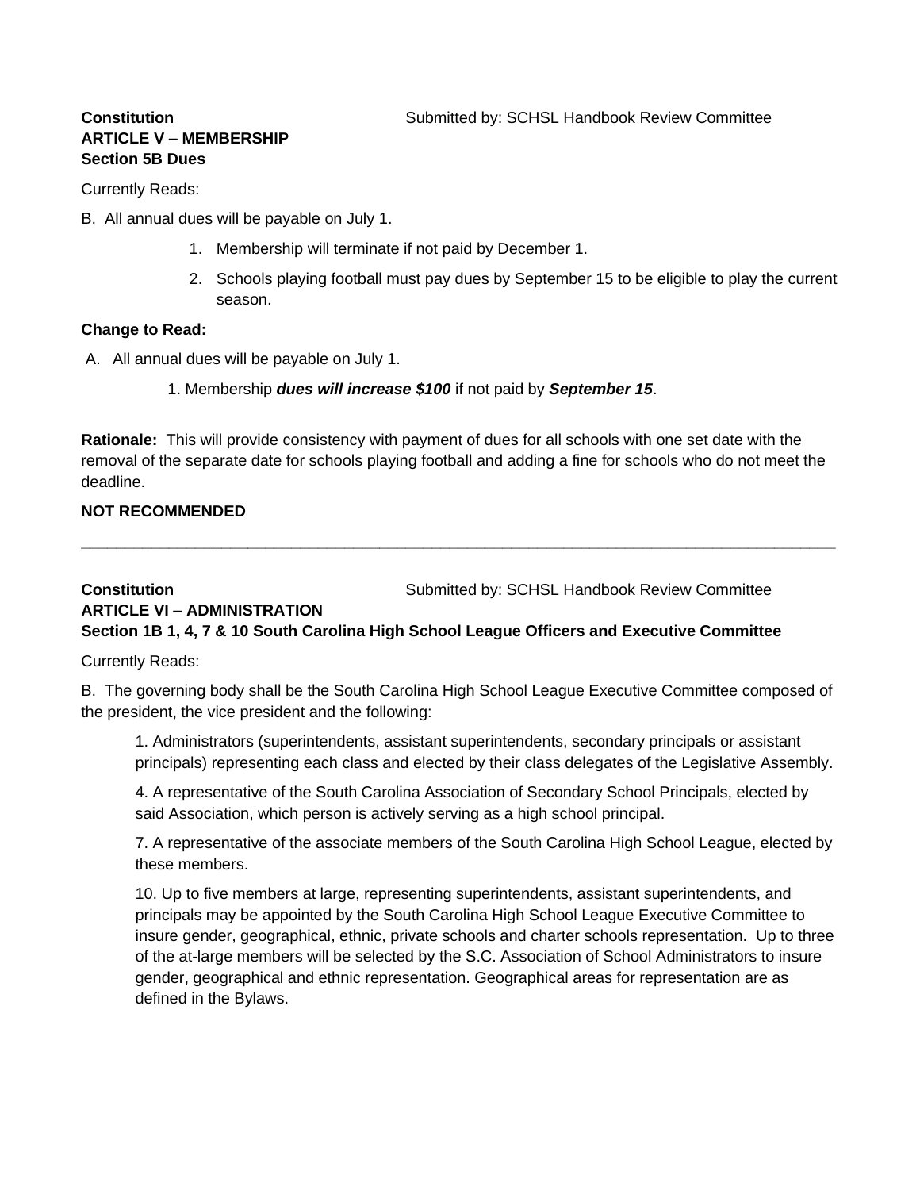**Constitution** Submitted by: SCHSL Handbook Review Committee

**ARTICLE V – MEMBERSHIP**

**Section 5B Dues**

Currently Reads:

B. All annual dues will be payable on July 1.

1. Membership will terminate if not paid by December 1.
2. Schools playing football must pay dues by September 15 to be eligible to play the current season.

**Change to Read:**

A. All annual dues will be payable on July 1.

1. Membership ***dues will increase $100*** if not paid by ***September 15***.

**Rationale:** This will provide consistency with payment of dues for all schools with one set date with the removal of the separate date for schools playing football and adding a fine for schools who do not meet the deadline.

**NOT RECOMMENDED**

---

**Constitution** Submitted by: SCHSL Handbook Review Committee

**ARTICLE VI – ADMINISTRATION**

**Section 1B 1, 4, 7 & 10 South Carolina High School League Officers and Executive Committee**

Currently Reads:

B. The governing body shall be the South Carolina High School League Executive Committee composed of the president, the vice president and the following:

1. Administrators (superintendents, assistant superintendents, secondary principals or assistant principals) representing each class and elected by their class delegates of the Legislative Assembly.

4. A representative of the South Carolina Association of Secondary School Principals, elected by said Association, which person is actively serving as a high school principal.

7. A representative of the associate members of the South Carolina High School League, elected by these members.

10. Up to five members at large, representing superintendents, assistant superintendents, and principals may be appointed by the South Carolina High School League Executive Committee to insure gender, geographical, ethnic, private schools and charter schools representation. Up to three of the at-large members will be selected by the S.C. Association of School Administrators to insure gender, geographical and ethnic representation. Geographical areas for representation are as defined in the Bylaws.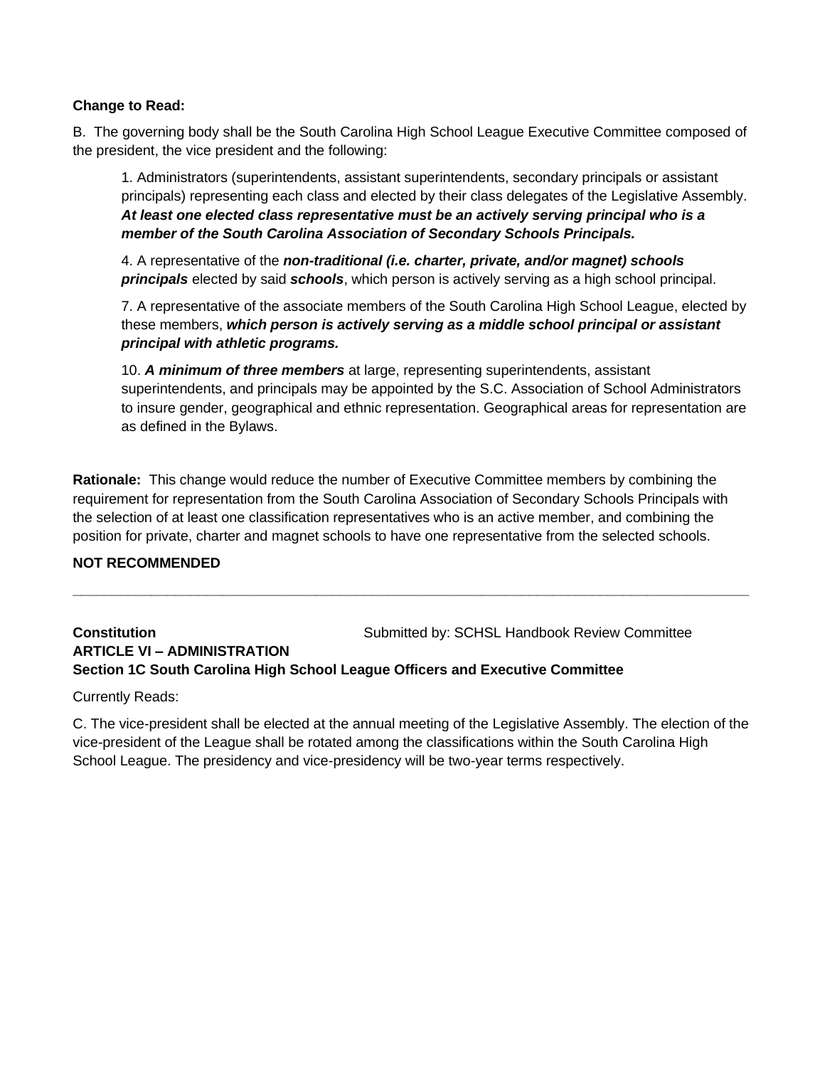**Change to Read:**

B. The governing body shall be the South Carolina High School League Executive Committee composed of the president, the vice president and the following:

> 1. Administrators (superintendents, assistant superintendents, secondary principals or assistant principals) representing each class and elected by their class delegates of the Legislative Assembly. ***At least one elected class representative must be an actively serving principal who is a member of the South Carolina Association of Secondary Schools Principals.***
>
> 4. A representative of the ***non-traditional (i.e. charter, private, and/or magnet) schools principals*** elected by said ***schools***, which person is actively serving as a high school principal.
>
> 7. A representative of the associate members of the South Carolina High School League, elected by these members, ***which person is actively serving as a middle school principal or assistant principal with athletic programs.***
>
> 10. ***A minimum of three members*** at large, representing superintendents, assistant superintendents, and principals may be appointed by the S.C. Association of School Administrators to insure gender, geographical and ethnic representation. Geographical areas for representation are as defined in the Bylaws.

**Rationale:** This change would reduce the number of Executive Committee members by combining the requirement for representation from the South Carolina Association of Secondary Schools Principals with the selection of at least one classification representatives who is an active member, and combining the position for private, charter and magnet schools to have one representative from the selected schools.

**NOT RECOMMENDED**

---

**Constitution** Submitted by: SCHSL Handbook Review Committee

**ARTICLE VI – ADMINISTRATION**

**Section 1C South Carolina High School League Officers and Executive Committee**

Currently Reads:

C. The vice-president shall be elected at the annual meeting of the Legislative Assembly. The election of the vice-president of the League shall be rotated among the classifications within the South Carolina High School League. The presidency and vice-presidency will be two-year terms respectively.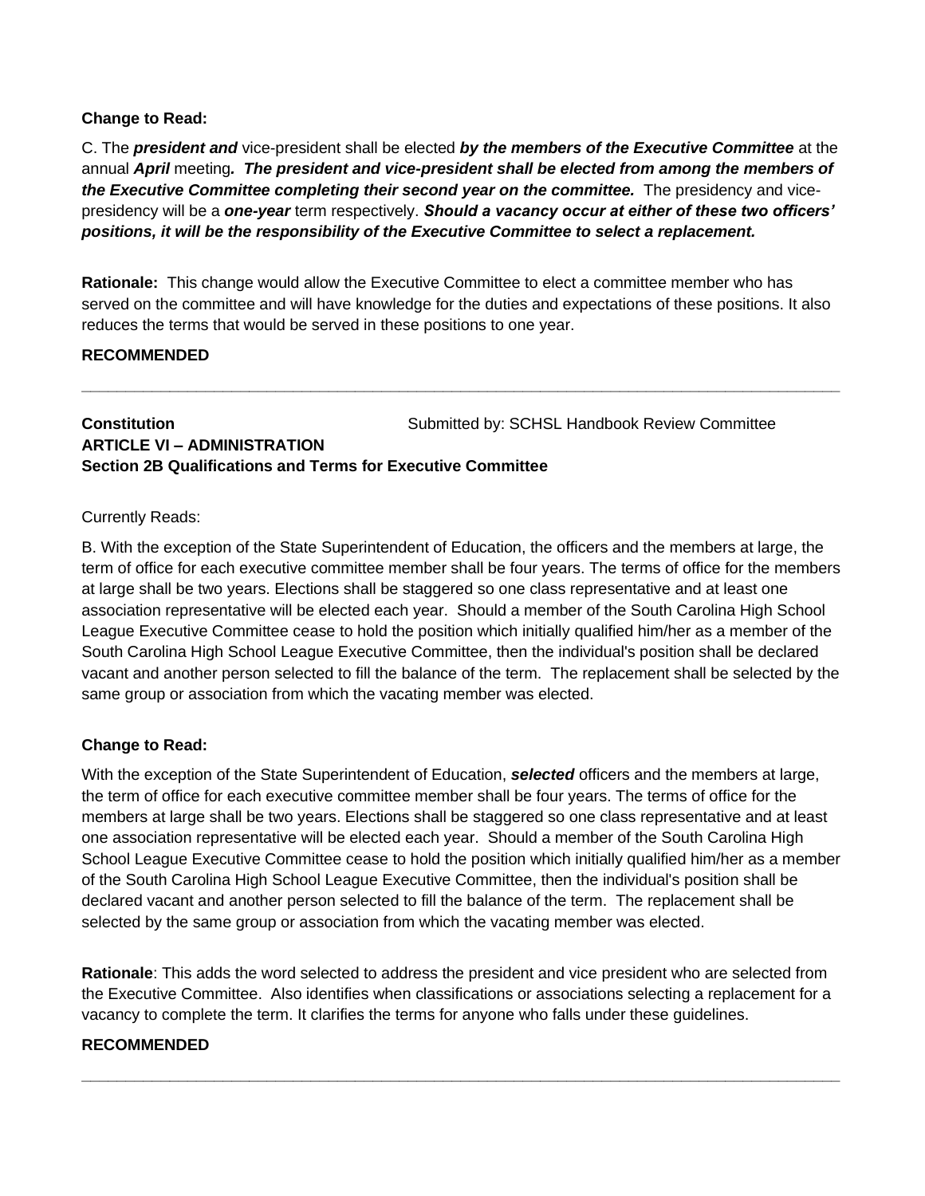**Change to Read:**

C. The ***president and*** vice-president shall be elected ***by the members of the Executive Committee*** at the annual ***April*** meeting***. The president and vice-president shall be elected from among the members of the Executive Committee completing their second year on the committee.*** The presidency and vice-presidency will be a ***one-year*** term respectively. ***Should a vacancy occur at either of these two officers' positions, it will be the responsibility of the Executive Committee to select a replacement.***

**Rationale:** This change would allow the Executive Committee to elect a committee member who has served on the committee and will have knowledge for the duties and expectations of these positions. It also reduces the terms that would be served in these positions to one year.

**RECOMMENDED**

---

**Constitution** Submitted by: SCHSL Handbook Review Committee
**ARTICLE VI – ADMINISTRATION**
**Section 2B Qualifications and Terms for Executive Committee**

Currently Reads:

B. With the exception of the State Superintendent of Education, the officers and the members at large, the term of office for each executive committee member shall be four years. The terms of office for the members at large shall be two years. Elections shall be staggered so one class representative and at least one association representative will be elected each year. Should a member of the South Carolina High School League Executive Committee cease to hold the position which initially qualified him/her as a member of the South Carolina High School League Executive Committee, then the individual's position shall be declared vacant and another person selected to fill the balance of the term. The replacement shall be selected by the same group or association from which the vacating member was elected.

**Change to Read:**

With the exception of the State Superintendent of Education, ***selected*** officers and the members at large, the term of office for each executive committee member shall be four years. The terms of office for the members at large shall be two years. Elections shall be staggered so one class representative and at least one association representative will be elected each year. Should a member of the South Carolina High School League Executive Committee cease to hold the position which initially qualified him/her as a member of the South Carolina High School League Executive Committee, then the individual's position shall be declared vacant and another person selected to fill the balance of the term. The replacement shall be selected by the same group or association from which the vacating member was elected.

**Rationale**: This adds the word selected to address the president and vice president who are selected from the Executive Committee. Also identifies when classifications or associations selecting a replacement for a vacancy to complete the term. It clarifies the terms for anyone who falls under these guidelines.

**RECOMMENDED**

---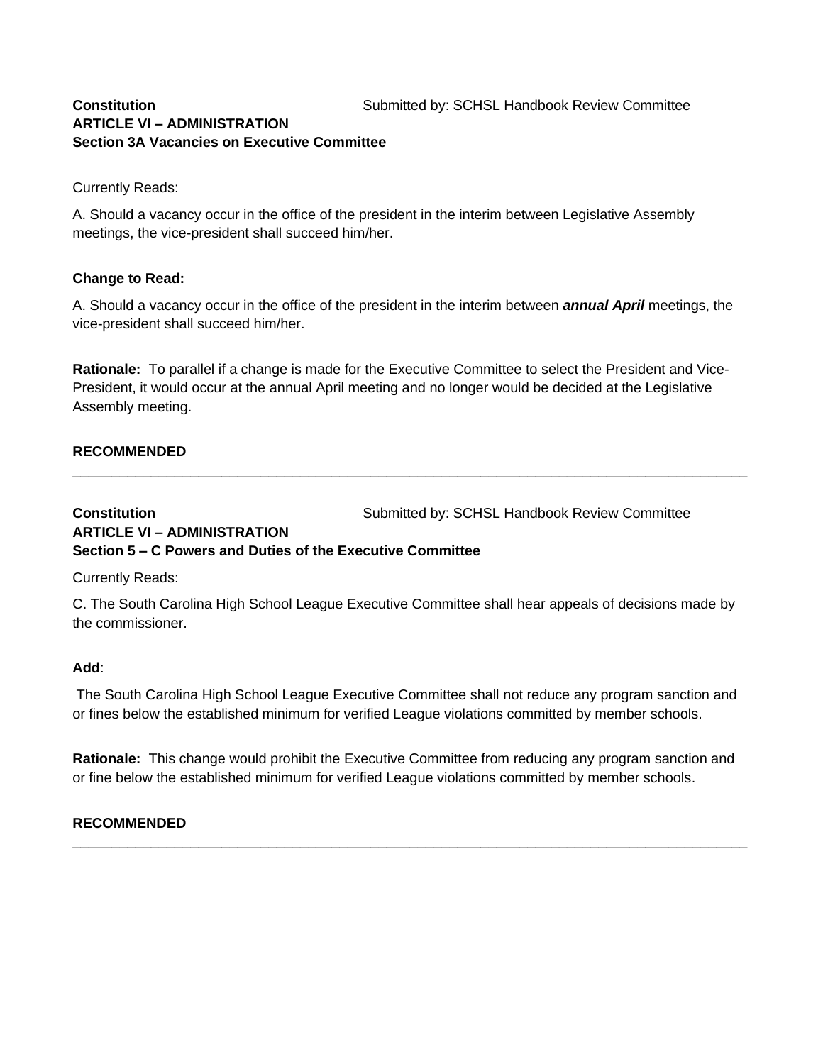**Constitution** Submitted by: SCHSL Handbook Review Committee

**ARTICLE VI – ADMINISTRATION**

**Section 3A Vacancies on Executive Committee**

Currently Reads:

A. Should a vacancy occur in the office of the president in the interim between Legislative Assembly meetings, the vice-president shall succeed him/her.

**Change to Read:**

A. Should a vacancy occur in the office of the president in the interim between ***annual April*** meetings, the vice-president shall succeed him/her.

**Rationale:** To parallel if a change is made for the Executive Committee to select the President and Vice-President, it would occur at the annual April meeting and no longer would be decided at the Legislative Assembly meeting.

**RECOMMENDED**

---

**Constitution** Submitted by: SCHSL Handbook Review Committee

**ARTICLE VI – ADMINISTRATION**

**Section 5 – C Powers and Duties of the Executive Committee**

Currently Reads:

C. The South Carolina High School League Executive Committee shall hear appeals of decisions made by the commissioner.

**Add**:

The South Carolina High School League Executive Committee shall not reduce any program sanction and or fines below the established minimum for verified League violations committed by member schools.

**Rationale:** This change would prohibit the Executive Committee from reducing any program sanction and or fine below the established minimum for verified League violations committed by member schools.

**RECOMMENDED**

---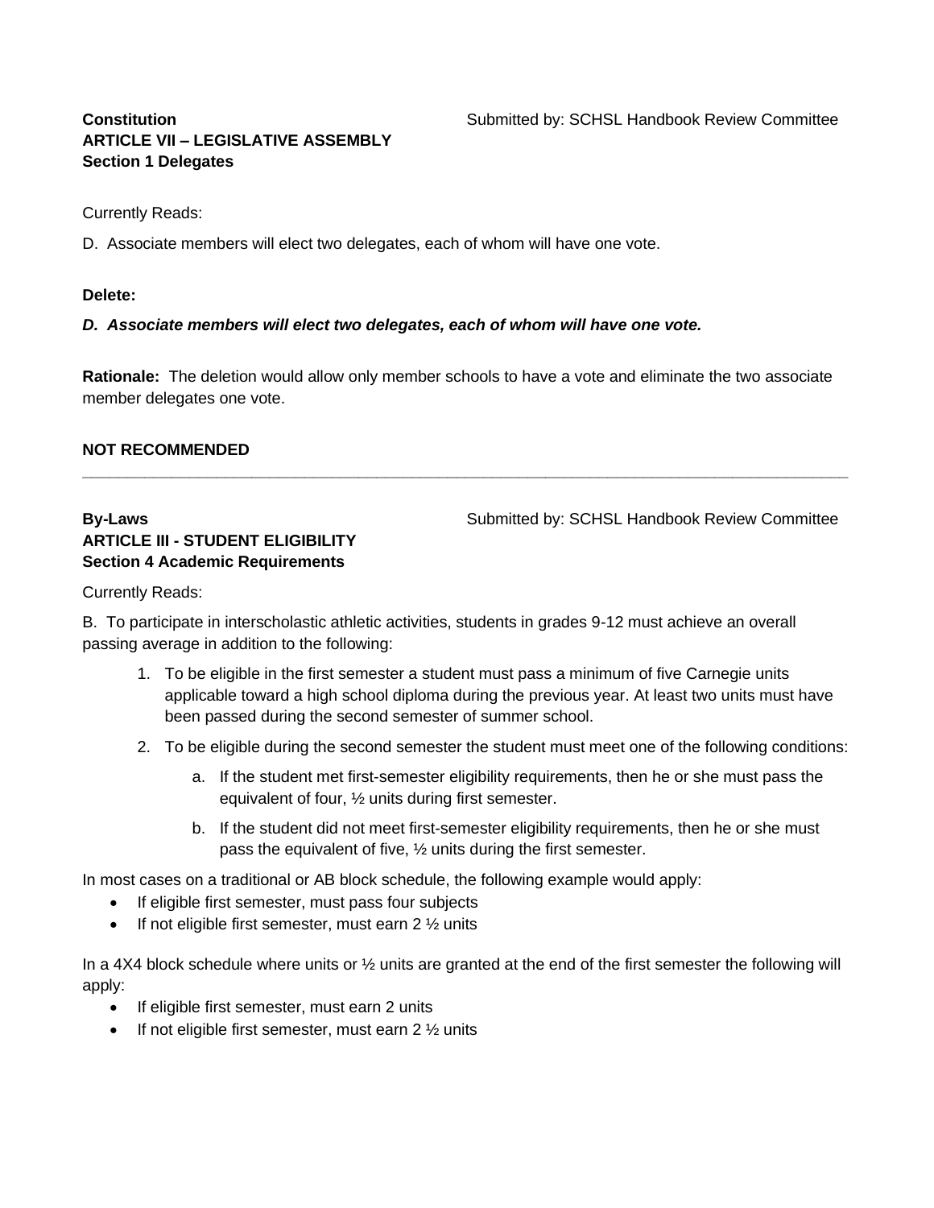**Constitution**
**ARTICLE VII – LEGISLATIVE ASSEMBLY**
**Section 1 Delegates**

Submitted by: SCHSL Handbook Review Committee

Currently Reads:

D. Associate members will elect two delegates, each of whom will have one vote.

**Delete:**

***D. Associate members will elect two delegates, each of whom will have one vote.***

**Rationale:** The deletion would allow only member schools to have a vote and eliminate the two associate member delegates one vote.

**NOT RECOMMENDED**

---

**By-Laws**
**ARTICLE III - STUDENT ELIGIBILITY**
**Section 4 Academic Requirements**

Submitted by: SCHSL Handbook Review Committee

Currently Reads:

B. To participate in interscholastic athletic activities, students in grades 9-12 must achieve an overall passing average in addition to the following:

1. To be eligible in the first semester a student must pass a minimum of five Carnegie units applicable toward a high school diploma during the previous year. At least two units must have been passed during the second semester of summer school.
2. To be eligible during the second semester the student must meet one of the following conditions:
   a. If the student met first-semester eligibility requirements, then he or she must pass the equivalent of four, ½ units during first semester.
   b. If the student did not meet first-semester eligibility requirements, then he or she must pass the equivalent of five, ½ units during the first semester.

In most cases on a traditional or AB block schedule, the following example would apply:

- If eligible first semester, must pass four subjects
- If not eligible first semester, must earn 2 ½ units

In a 4X4 block schedule where units or ½ units are granted at the end of the first semester the following will apply:

- If eligible first semester, must earn 2 units
- If not eligible first semester, must earn 2 ½ units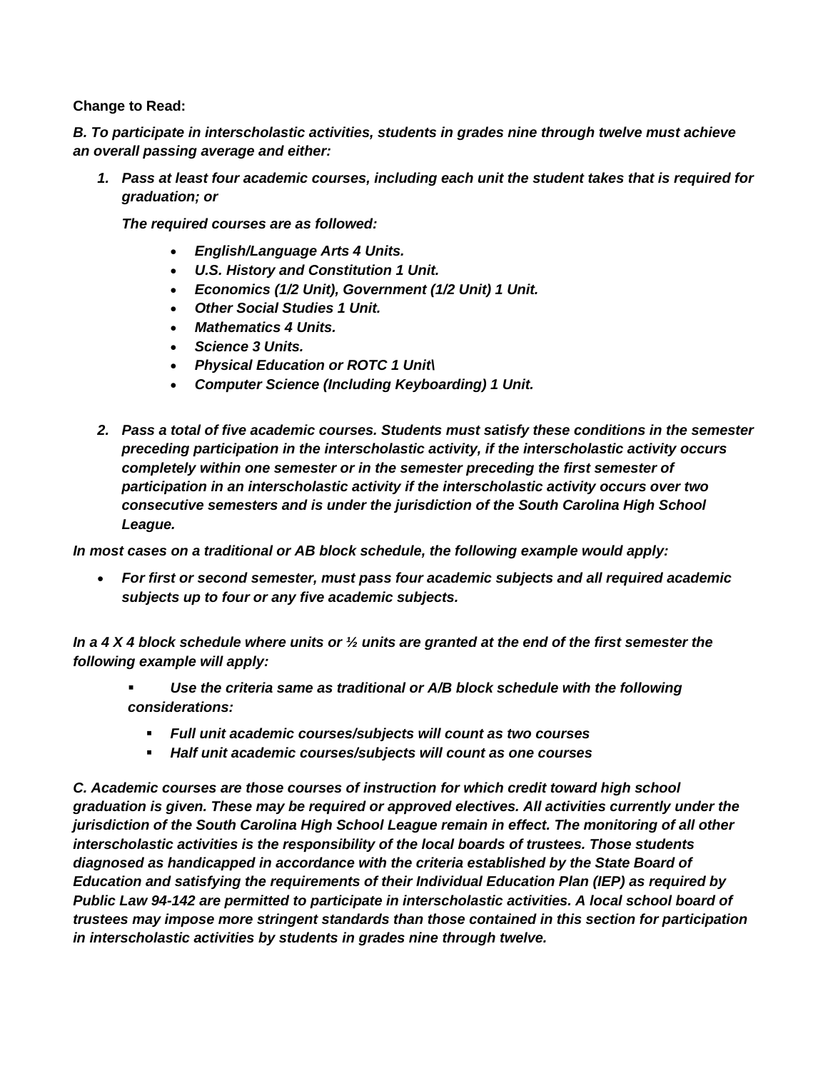**Change to Read:**

***B. To participate in interscholastic activities, students in grades nine through twelve must achieve an overall passing average and either:***

1. ***Pass at least four academic courses, including each unit the student takes that is required for graduation; or***

   ***The required courses are as followed:***

   - ***English/Language Arts 4 Units.***
   - ***U.S. History and Constitution 1 Unit.***
   - ***Economics (1/2 Unit), Government (1/2 Unit) 1 Unit.***
   - ***Other Social Studies 1 Unit.***
   - ***Mathematics 4 Units.***
   - ***Science 3 Units.***
   - ***Physical Education or ROTC 1 Unit\***
   - ***Computer Science (Including Keyboarding) 1 Unit.***

2. ***Pass a total of five academic courses. Students must satisfy these conditions in the semester preceding participation in the interscholastic activity, if the interscholastic activity occurs completely within one semester or in the semester preceding the first semester of participation in an interscholastic activity if the interscholastic activity occurs over two consecutive semesters and is under the jurisdiction of the South Carolina High School League.***

***In most cases on a traditional or AB block schedule, the following example would apply:***

- ***For first or second semester, must pass four academic subjects and all required academic subjects up to four or any five academic subjects.***

***In a 4 X 4 block schedule where units or ½ units are granted at the end of the first semester the following example will apply:***

- ***Use the criteria same as traditional or A/B block schedule with the following considerations:***
  - ***Full unit academic courses/subjects will count as two courses***
  - ***Half unit academic courses/subjects will count as one courses***

***C. Academic courses are those courses of instruction for which credit toward high school graduation is given. These may be required or approved electives. All activities currently under the jurisdiction of the South Carolina High School League remain in effect. The monitoring of all other interscholastic activities is the responsibility of the local boards of trustees. Those students diagnosed as handicapped in accordance with the criteria established by the State Board of Education and satisfying the requirements of their Individual Education Plan (IEP) as required by Public Law 94-142 are permitted to participate in interscholastic activities. A local school board of trustees may impose more stringent standards than those contained in this section for participation in interscholastic activities by students in grades nine through twelve.***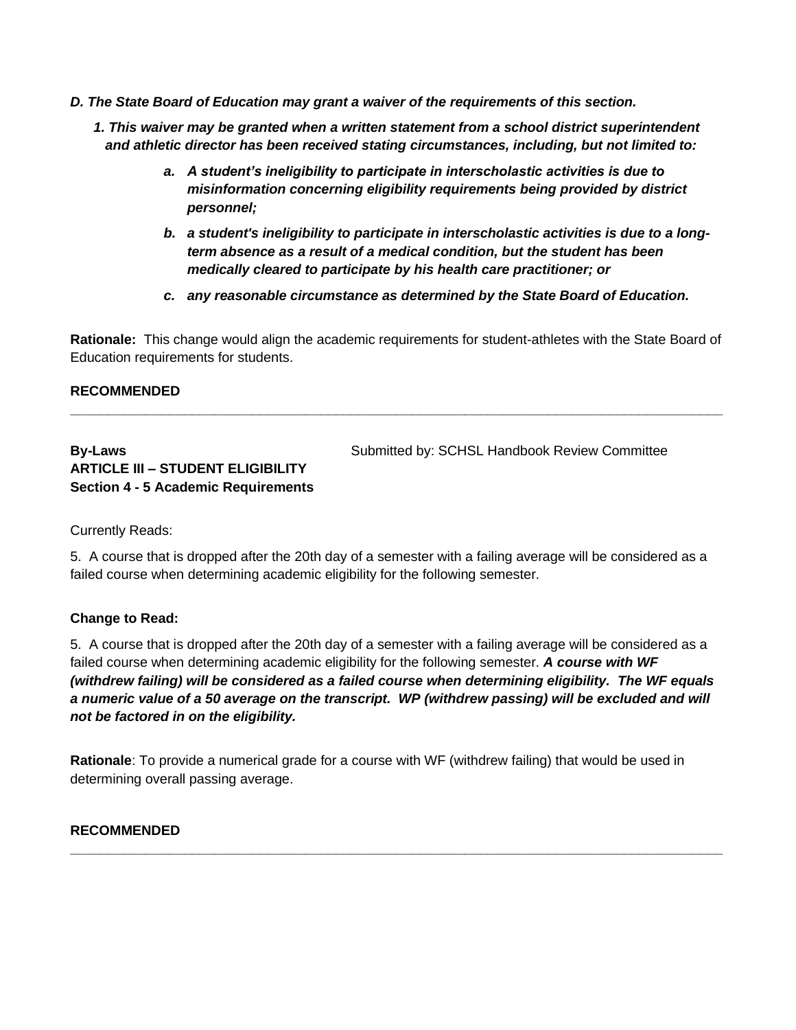***D. The State Board of Education may grant a waiver of the requirements of this section.***

***1. This waiver may be granted when a written statement from a school district superintendent and athletic director has been received stating circumstances, including, but not limited to:***

- ***a. A student's ineligibility to participate in interscholastic activities is due to misinformation concerning eligibility requirements being provided by district personnel;***
- ***b. a student's ineligibility to participate in interscholastic activities is due to a long-term absence as a result of a medical condition, but the student has been medically cleared to participate by his health care practitioner; or***
- ***c. any reasonable circumstance as determined by the State Board of Education.***

**Rationale:** This change would align the academic requirements for student-athletes with the State Board of Education requirements for students.

**RECOMMENDED**

---

**By-Laws**
**ARTICLE III – STUDENT ELIGIBILITY**
**Section 4 - 5 Academic Requirements**

Submitted by: SCHSL Handbook Review Committee

Currently Reads:

5. A course that is dropped after the 20th day of a semester with a failing average will be considered as a failed course when determining academic eligibility for the following semester.

**Change to Read:**

5. A course that is dropped after the 20th day of a semester with a failing average will be considered as a failed course when determining academic eligibility for the following semester. ***A course with WF (withdrew failing) will be considered as a failed course when determining eligibility. The WF equals a numeric value of a 50 average on the transcript. WP (withdrew passing) will be excluded and will not be factored in on the eligibility.***

**Rationale**: To provide a numerical grade for a course with WF (withdrew failing) that would be used in determining overall passing average.

**RECOMMENDED**

---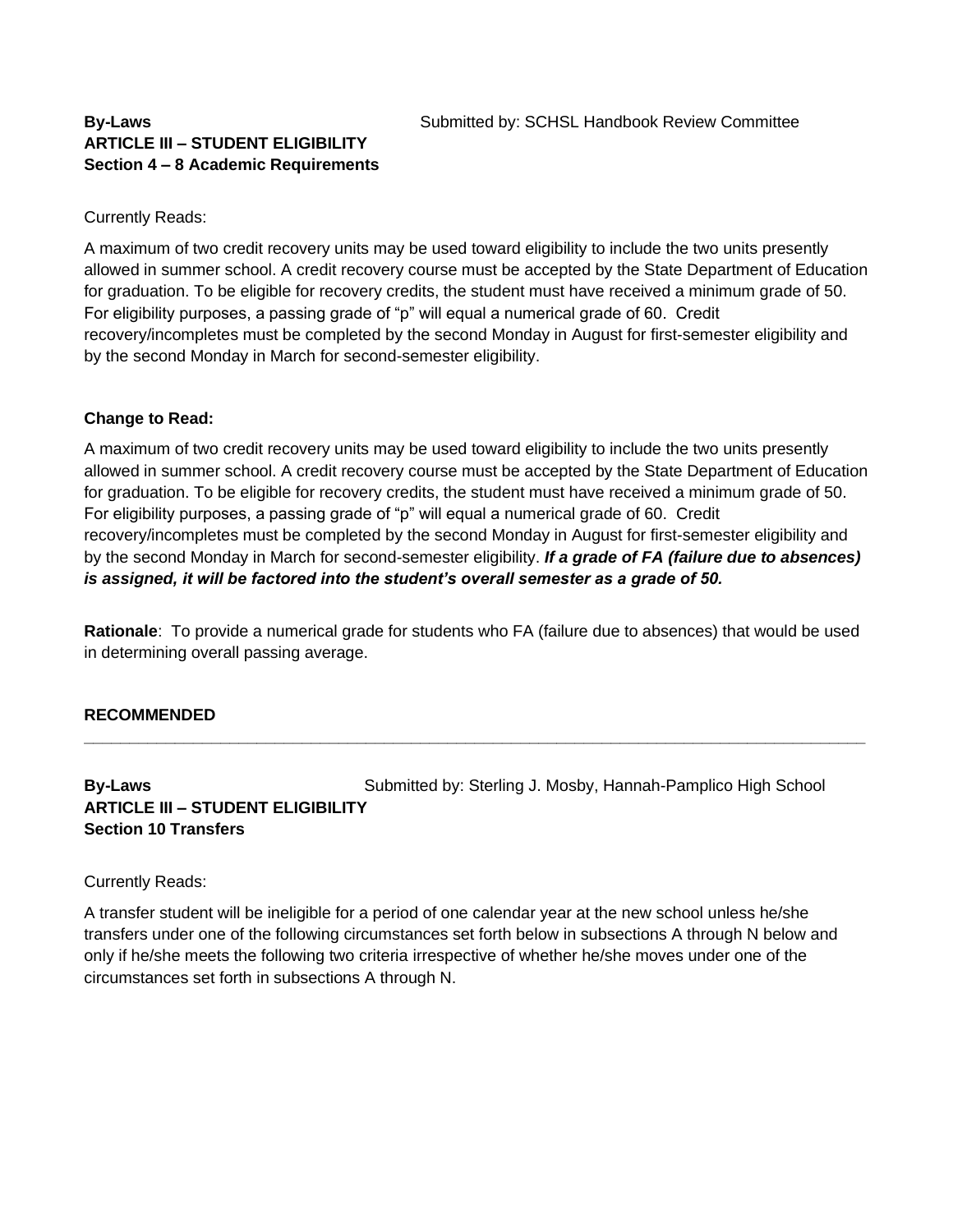**By-Laws** Submitted by: SCHSL Handbook Review Committee
**ARTICLE III – STUDENT ELIGIBILITY**
**Section 4 – 8 Academic Requirements**

Currently Reads:

A maximum of two credit recovery units may be used toward eligibility to include the two units presently allowed in summer school. A credit recovery course must be accepted by the State Department of Education for graduation. To be eligible for recovery credits, the student must have received a minimum grade of 50. For eligibility purposes, a passing grade of "p" will equal a numerical grade of 60. Credit recovery/incompletes must be completed by the second Monday in August for first-semester eligibility and by the second Monday in March for second-semester eligibility.

**Change to Read:**

A maximum of two credit recovery units may be used toward eligibility to include the two units presently allowed in summer school. A credit recovery course must be accepted by the State Department of Education for graduation. To be eligible for recovery credits, the student must have received a minimum grade of 50. For eligibility purposes, a passing grade of "p" will equal a numerical grade of 60. Credit recovery/incompletes must be completed by the second Monday in August for first-semester eligibility and by the second Monday in March for second-semester eligibility. ***If a grade of FA (failure due to absences) is assigned, it will be factored into the student's overall semester as a grade of 50.***

**Rationale**: To provide a numerical grade for students who FA (failure due to absences) that would be used in determining overall passing average.

**RECOMMENDED**

---

**By-Laws** Submitted by: Sterling J. Mosby, Hannah-Pamplico High School
**ARTICLE III – STUDENT ELIGIBILITY**
**Section 10 Transfers**

Currently Reads:

A transfer student will be ineligible for a period of one calendar year at the new school unless he/she transfers under one of the following circumstances set forth below in subsections A through N below and only if he/she meets the following two criteria irrespective of whether he/she moves under one of the circumstances set forth in subsections A through N.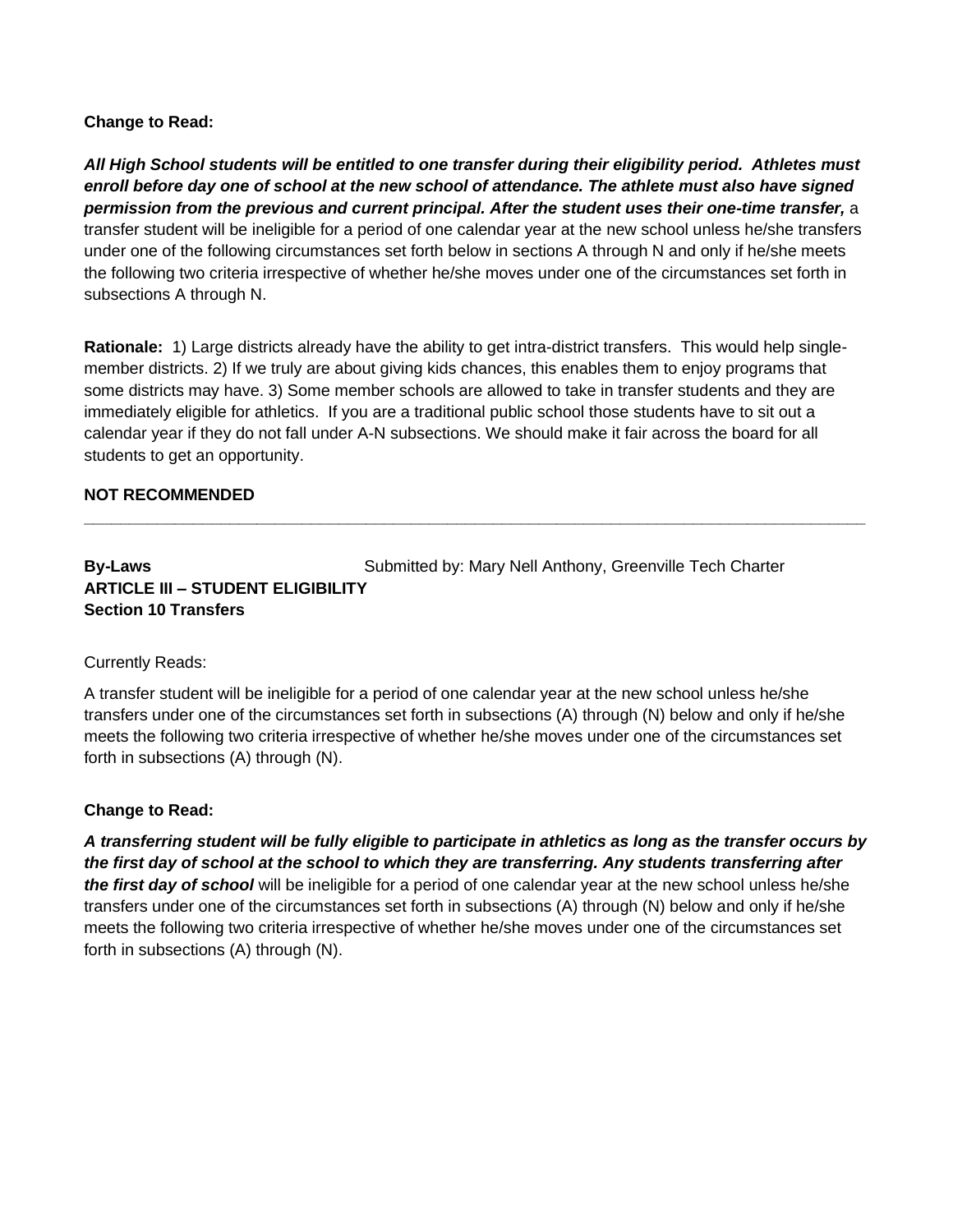**Change to Read:**

***All High School students will be entitled to one transfer during their eligibility period. Athletes must enroll before day one of school at the new school of attendance. The athlete must also have signed permission from the previous and current principal. After the student uses their one-time transfer,*** a transfer student will be ineligible for a period of one calendar year at the new school unless he/she transfers under one of the following circumstances set forth below in sections A through N and only if he/she meets the following two criteria irrespective of whether he/she moves under one of the circumstances set forth in subsections A through N.

**Rationale:** 1) Large districts already have the ability to get intra-district transfers. This would help single-member districts. 2) If we truly are about giving kids chances, this enables them to enjoy programs that some districts may have. 3) Some member schools are allowed to take in transfer students and they are immediately eligible for athletics. If you are a traditional public school those students have to sit out a calendar year if they do not fall under A-N subsections. We should make it fair across the board for all students to get an opportunity.

**NOT RECOMMENDED**

---

**By-Laws** Submitted by: Mary Nell Anthony, Greenville Tech Charter
**ARTICLE III – STUDENT ELIGIBILITY**
**Section 10 Transfers**

Currently Reads:

A transfer student will be ineligible for a period of one calendar year at the new school unless he/she transfers under one of the circumstances set forth in subsections (A) through (N) below and only if he/she meets the following two criteria irrespective of whether he/she moves under one of the circumstances set forth in subsections (A) through (N).

**Change to Read:**

***A transferring student will be fully eligible to participate in athletics as long as the transfer occurs by the first day of school at the school to which they are transferring. Any students transferring after the first day of school*** will be ineligible for a period of one calendar year at the new school unless he/she transfers under one of the circumstances set forth in subsections (A) through (N) below and only if he/she meets the following two criteria irrespective of whether he/she moves under one of the circumstances set forth in subsections (A) through (N).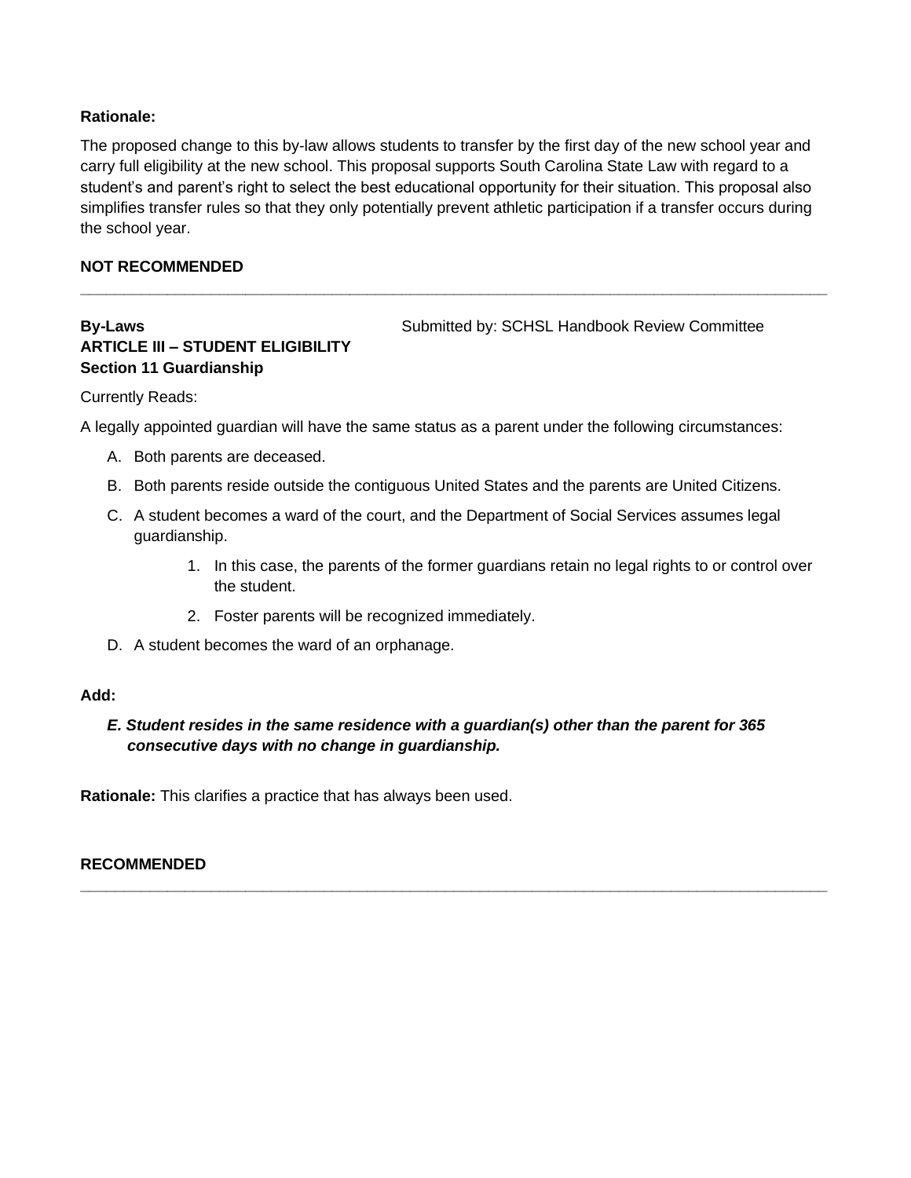**Rationale:**

The proposed change to this by-law allows students to transfer by the first day of the new school year and carry full eligibility at the new school. This proposal supports South Carolina State Law with regard to a student's and parent's right to select the best educational opportunity for their situation. This proposal also simplifies transfer rules so that they only potentially prevent athletic participation if a transfer occurs during the school year.

**NOT RECOMMENDED**

---

**By-Laws**
**ARTICLE III – STUDENT ELIGIBILITY**
**Section 11 Guardianship**

Submitted by: SCHSL Handbook Review Committee

Currently Reads:

A legally appointed guardian will have the same status as a parent under the following circumstances:

A. Both parents are deceased.

B. Both parents reside outside the contiguous United States and the parents are United Citizens.

C. A student becomes a ward of the court, and the Department of Social Services assumes legal guardianship.

   1. In this case, the parents of the former guardians retain no legal rights to or control over the student.

   2. Foster parents will be recognized immediately.

D. A student becomes the ward of an orphanage.

**Add:**

***E. Student resides in the same residence with a guardian(s) other than the parent for 365 consecutive days with no change in guardianship.***

**Rationale:** This clarifies a practice that has always been used.

**RECOMMENDED**

---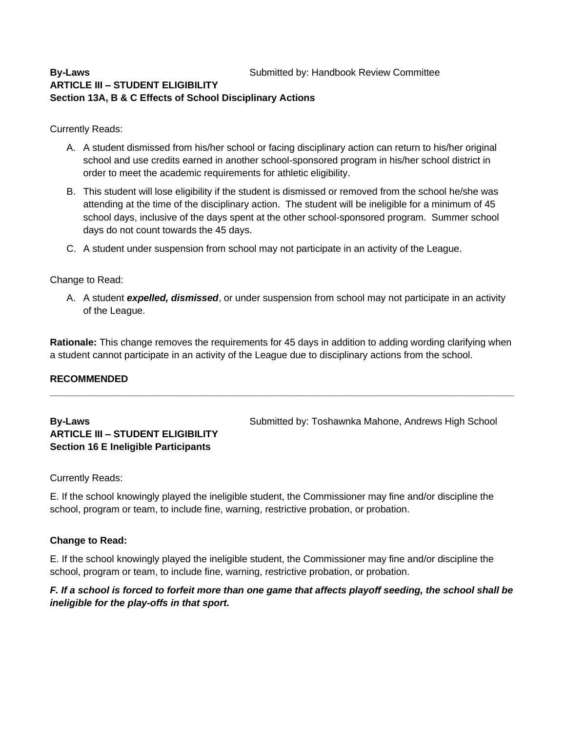**By-Laws** Submitted by: Handbook Review Committee
**ARTICLE III – STUDENT ELIGIBILITY**
**Section 13A, B & C Effects of School Disciplinary Actions**

Currently Reads:

A. A student dismissed from his/her school or facing disciplinary action can return to his/her original school and use credits earned in another school-sponsored program in his/her school district in order to meet the academic requirements for athletic eligibility.

B. This student will lose eligibility if the student is dismissed or removed from the school he/she was attending at the time of the disciplinary action. The student will be ineligible for a minimum of 45 school days, inclusive of the days spent at the other school-sponsored program. Summer school days do not count towards the 45 days.

C. A student under suspension from school may not participate in an activity of the League.

Change to Read:

A. A student ***expelled, dismissed***, or under suspension from school may not participate in an activity of the League.

**Rationale:** This change removes the requirements for 45 days in addition to adding wording clarifying when a student cannot participate in an activity of the League due to disciplinary actions from the school.

**RECOMMENDED**

---

**By-Laws** Submitted by: Toshawnka Mahone, Andrews High School
**ARTICLE III – STUDENT ELIGIBILITY**
**Section 16 E Ineligible Participants**

Currently Reads:

E. If the school knowingly played the ineligible student, the Commissioner may fine and/or discipline the school, program or team, to include fine, warning, restrictive probation, or probation.

**Change to Read:**

E. If the school knowingly played the ineligible student, the Commissioner may fine and/or discipline the school, program or team, to include fine, warning, restrictive probation, or probation.

***F. If a school is forced to forfeit more than one game that affects playoff seeding, the school shall be ineligible for the play-offs in that sport.***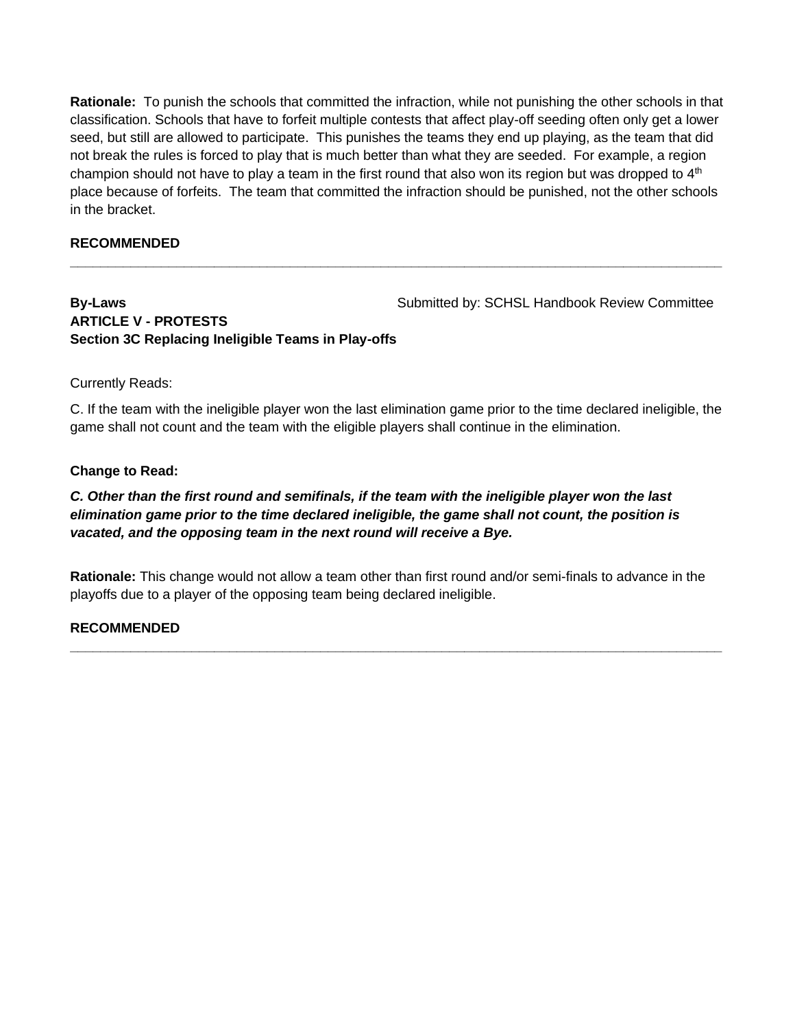**Rationale:** To punish the schools that committed the infraction, while not punishing the other schools in that classification. Schools that have to forfeit multiple contests that affect play-off seeding often only get a lower seed, but still are allowed to participate. This punishes the teams they end up playing, as the team that did not break the rules is forced to play that is much better than what they are seeded. For example, a region champion should not have to play a team in the first round that also won its region but was dropped to 4th place because of forfeits. The team that committed the infraction should be punished, not the other schools in the bracket.

**RECOMMENDED**

---

**By-Laws** Submitted by: SCHSL Handbook Review Committee
**ARTICLE V - PROTESTS**
**Section 3C Replacing Ineligible Teams in Play-offs**

Currently Reads:

C. If the team with the ineligible player won the last elimination game prior to the time declared ineligible, the game shall not count and the team with the eligible players shall continue in the elimination.

**Change to Read:**

***C. Other than the first round and semifinals, if the team with the ineligible player won the last elimination game prior to the time declared ineligible, the game shall not count, the position is vacated, and the opposing team in the next round will receive a Bye.***

**Rationale:** This change would not allow a team other than first round and/or semi-finals to advance in the playoffs due to a player of the opposing team being declared ineligible.

**RECOMMENDED**

---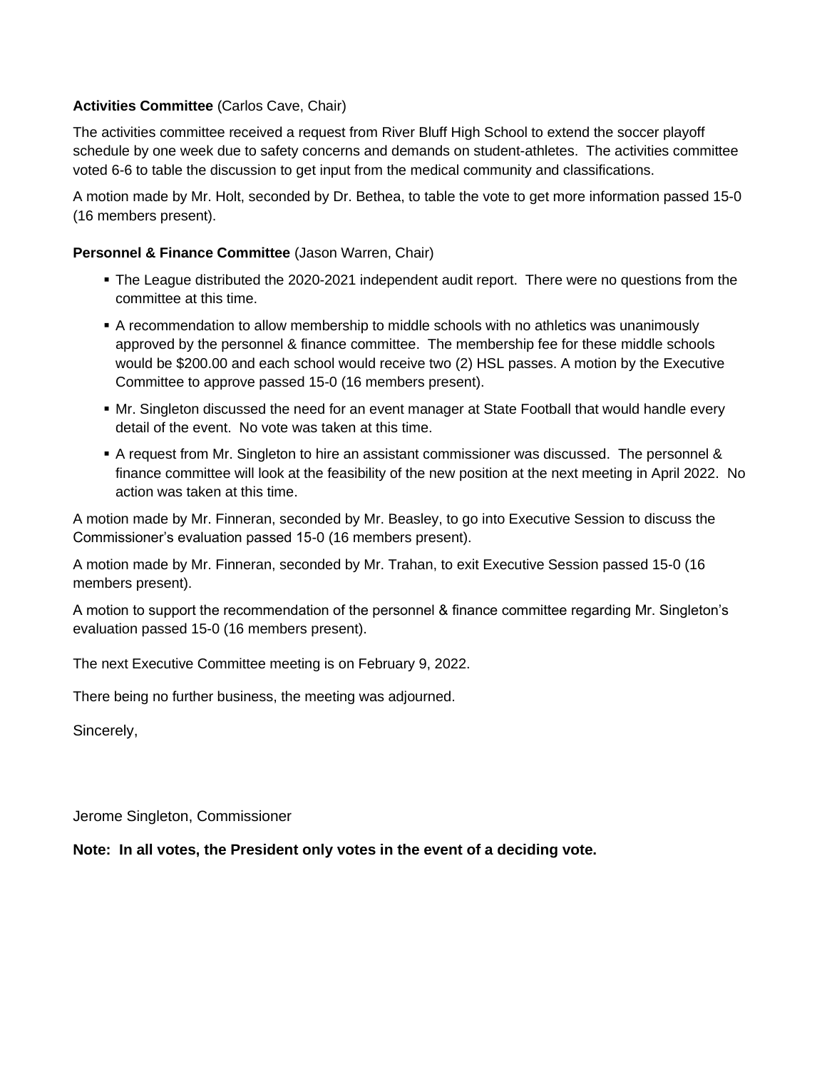**Activities Committee** (Carlos Cave, Chair)

The activities committee received a request from River Bluff High School to extend the soccer playoff schedule by one week due to safety concerns and demands on student-athletes. The activities committee voted 6-6 to table the discussion to get input from the medical community and classifications.

A motion made by Mr. Holt, seconded by Dr. Bethea, to table the vote to get more information passed 15-0 (16 members present).

**Personnel & Finance Committee** (Jason Warren, Chair)

- The League distributed the 2020-2021 independent audit report. There were no questions from the committee at this time.
- A recommendation to allow membership to middle schools with no athletics was unanimously approved by the personnel & finance committee. The membership fee for these middle schools would be $200.00 and each school would receive two (2) HSL passes. A motion by the Executive Committee to approve passed 15-0 (16 members present).
- Mr. Singleton discussed the need for an event manager at State Football that would handle every detail of the event. No vote was taken at this time.
- A request from Mr. Singleton to hire an assistant commissioner was discussed. The personnel & finance committee will look at the feasibility of the new position at the next meeting in April 2022. No action was taken at this time.

A motion made by Mr. Finneran, seconded by Mr. Beasley, to go into Executive Session to discuss the Commissioner's evaluation passed 15-0 (16 members present).

A motion made by Mr. Finneran, seconded by Mr. Trahan, to exit Executive Session passed 15-0 (16 members present).

A motion to support the recommendation of the personnel & finance committee regarding Mr. Singleton's evaluation passed 15-0 (16 members present).

The next Executive Committee meeting is on February 9, 2022.

There being no further business, the meeting was adjourned.

Sincerely,

Jerome Singleton, Commissioner

**Note: In all votes, the President only votes in the event of a deciding vote.**